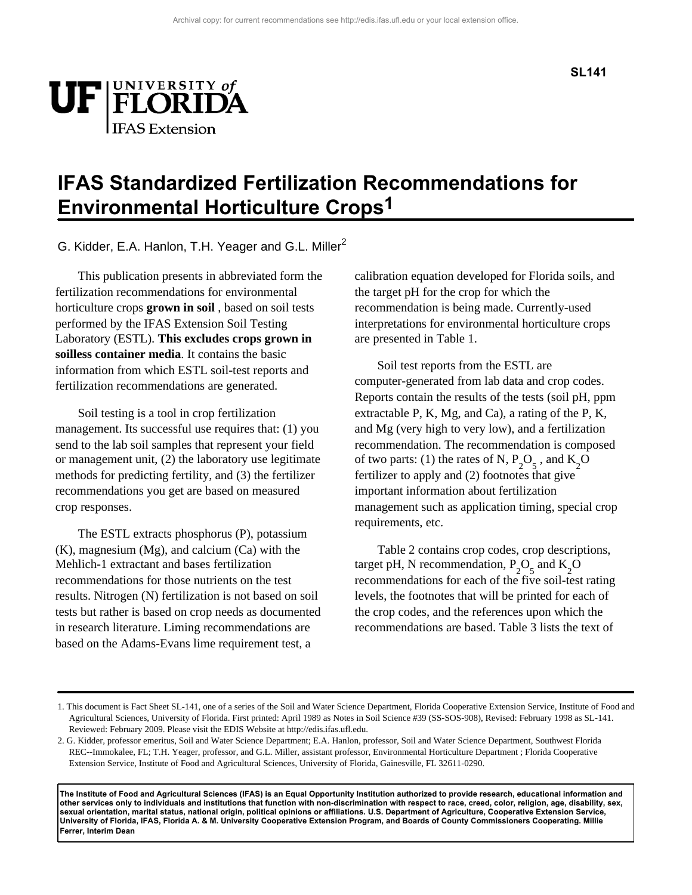SL141

# IFAS Standardized Fertilization Recommendations for Environmental Horticulture Crops[1]

G. Kidder, E.A. Hanlon, T.H. Yeager and G.L. Miller[2]

This publication presents in abbreviated form the fertilization recommendations for environmental horticulture crops **grown in soil** , based on soil tests performed by the IFAS Extension Soil Testing Laboratory (ESTL). **This excludes crops grown in soilless container media**. It contains the basic information from which ESTL soil-test reports and fertilization recommendations are generated.

Soil testing is a tool in crop fertilization management. Its successful use requires that: (1) you send to the lab soil samples that represent your field or management unit, (2) the laboratory use legitimate methods for predicting fertility, and (3) the fertilizer recommendations you get are based on measured crop responses.

The ESTL extracts phosphorus (P), potassium (K), magnesium (Mg), and calcium (Ca) with the Mehlich-1 extractant and bases fertilization recommendations for those nutrients on the test results. Nitrogen (N) fertilization is not based on soil tests but rather is based on crop needs as documented in research literature. Liming recommendations are based on the Adams-Evans lime requirement test, a calibration equation developed for Florida soils, and the target pH for the crop for which the recommendation is being made. Currently-used interpretations for environmental horticulture crops are presented in Table 1.

Soil test reports from the ESTL are computer-generated from lab data and crop codes. Reports contain the results of the tests (soil pH, ppm extractable P, K, Mg, and Ca), a rating of the P, K, and Mg (very high to very low), and a fertilization recommendation. The recommendation is composed of two parts: (1) the rates of N, $P_2O_5$ , and $K_2O$ fertilizer to apply and (2) footnotes that give important information about fertilization management such as application timing, special crop requirements, etc.

Table 2 contains crop codes, crop descriptions, target pH, N recommendation, $P_2O_5$ and $K_2O$ recommendations for each of the five soil-test rating levels, the footnotes that will be printed for each of the crop codes, and the references upon which the recommendations are based. Table 3 lists the text of

1. This document is Fact Sheet SL-141, one of a series of the Soil and Water Science Department, Florida Cooperative Extension Service, Institute of Food and Agricultural Sciences, University of Florida. First printed: April 1989 as Notes in Soil Science #39 (SS-SOS-908), Revised: February 1998 as SL-141. Reviewed: February 2009. Please visit the EDIS Website at http://edis.ifas.ufl.edu.

2. G. Kidder, professor emeritus, Soil and Water Science Department; E.A. Hanlon, professor, Soil and Water Science Department, Southwest Florida REC--Immokalee, FL; T.H. Yeager, professor, and G.L. Miller, assistant professor, Environmental Horticulture Department ; Florida Cooperative Extension Service, Institute of Food and Agricultural Sciences, University of Florida, Gainesville, FL 32611-0290.

**The Institute of Food and Agricultural Sciences (IFAS) is an Equal Opportunity Institution authorized to provide research, educational information and other services only to individuals and institutions that function with non-discrimination with respect to race, creed, color, religion, age, disability, sex, sexual orientation, marital status, national origin, political opinions or affiliations. U.S. Department of Agriculture, Cooperative Extension Service, University of Florida, IFAS, Florida A. & M. University Cooperative Extension Program, and Boards of County Commissioners Cooperating. Millie Ferrer, Interim Dean**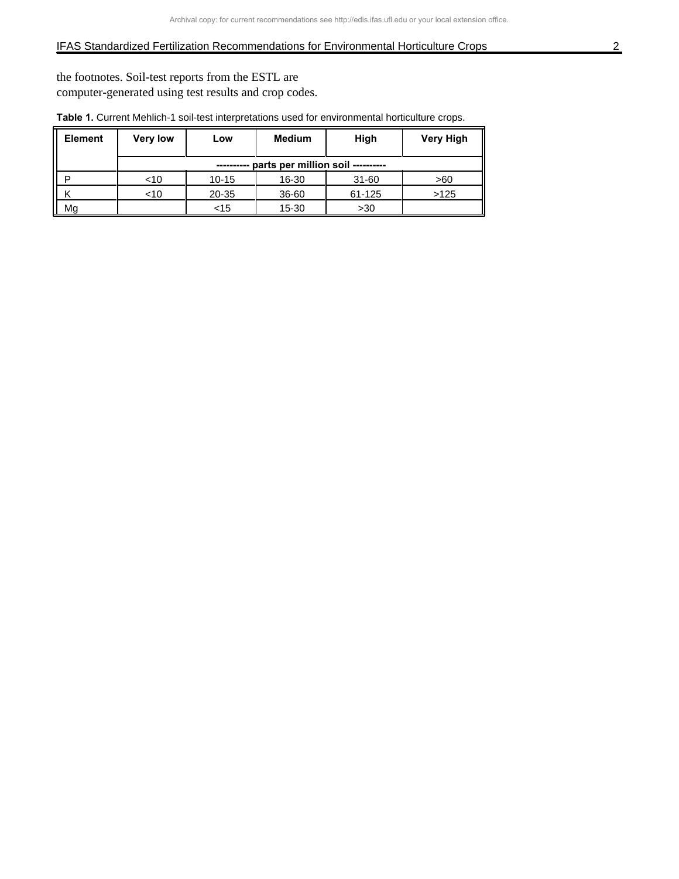the footnotes. Soil-test reports from the ESTL are computer-generated using test results and crop codes.

**Table 1.** Current Mehlich-1 soil-test interpretations used for environmental horticulture crops.

| Element | Very low | Low | Medium | High | Very High |
|---|---|---|---|---|---|
| | ---------- parts per million soil ---------- | | | | |
| P | <10 | 10-15 | 16-30 | 31-60 | >60 |
| K | <10 | 20-35 | 36-60 | 61-125 | >125 |
| Mg | | <15 | 15-30 | >30 | |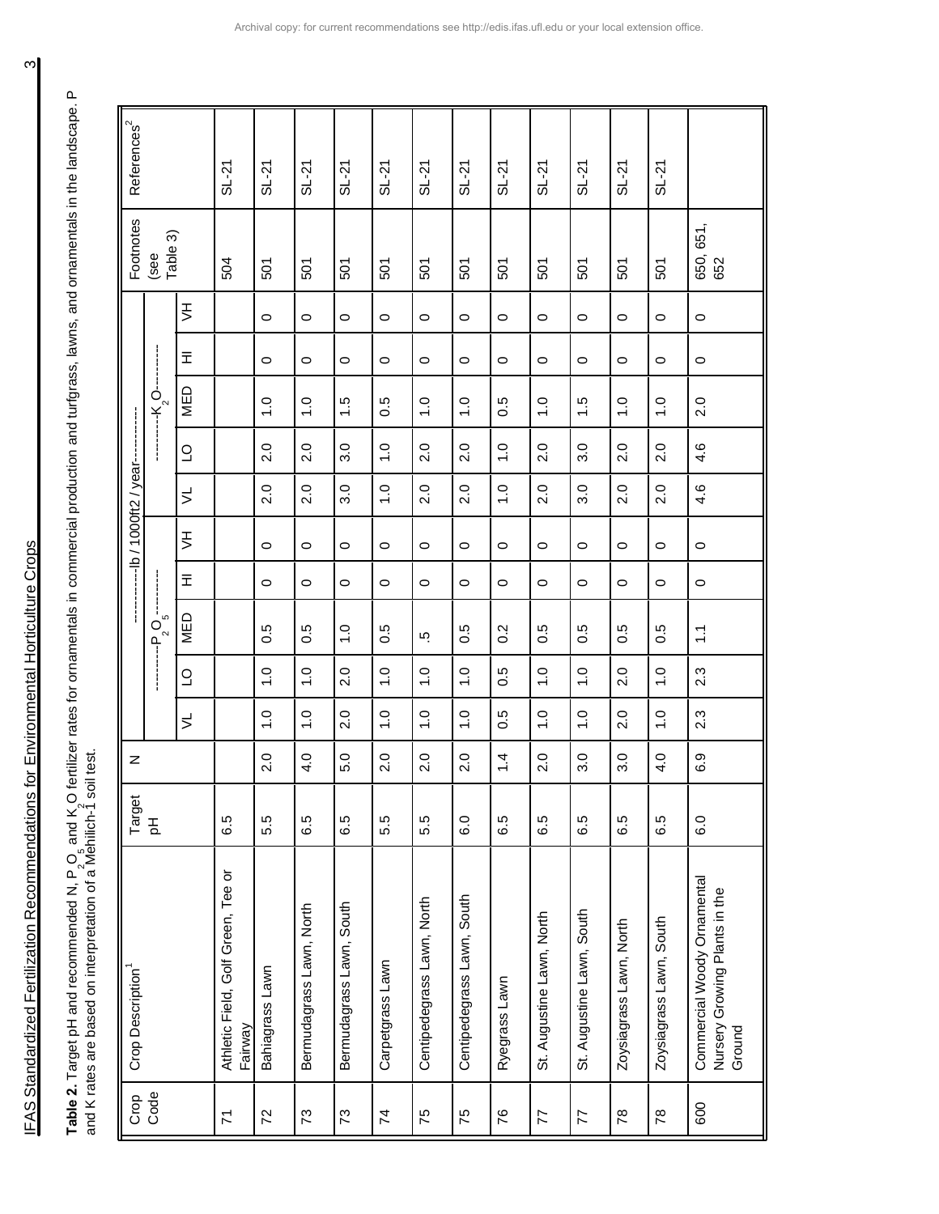**Table 2.** Target pH and recommended N, $P_2O_5$ and $K_2O$ fertilizer rates for ornamentals in commercial production and turfgrass, lawns, and ornamentals in the landscape. P and K rates are based on interpretation of a Mehlich-1 soil test.

| Crop Code | Crop Description[1] | Target pH | N | $P_2O_5$ | | | | | $K_2O$ | | | | | Footnotes (see Table 3) | References[2] |
|---|---|---|---|---|---|---|---|---|---|---|---|---|---|---|---|
| | | | | ----------lb / 1000ft2 / year---------- | | | | | | | | | | | |
| | | | | VL | LO | MED | HI | VH | VL | LO | MED | HI | VH | | |
| 71 | Athletic Field, Golf Green, Tee or Fairway | 6.5 | | | | | | | | | | | | 504 | SL-21 |
| 72 | Bahiagrass Lawn | 5.5 | 2.0 | 1.0 | 1.0 | 0.5 | 0 | 0 | 2.0 | 2.0 | 1.0 | 0 | 0 | 501 | SL-21 |
| 73 | Bermudagrass Lawn, North | 6.5 | 4.0 | 1.0 | 1.0 | 0.5 | 0 | 0 | 2.0 | 2.0 | 1.0 | 0 | 0 | 501 | SL-21 |
| 73 | Bermudagrass Lawn, South | 6.5 | 5.0 | 2.0 | 2.0 | 1.0 | 0 | 0 | 3.0 | 3.0 | 1.5 | 0 | 0 | 501 | SL-21 |
| 74 | Carpetgrass Lawn | 5.5 | 2.0 | 1.0 | 1.0 | 0.5 | 0 | 0 | 1.0 | 1.0 | 0.5 | 0 | 0 | 501 | SL-21 |
| 75 | Centipedegrass Lawn, North | 5.5 | 2.0 | 1.0 | 1.0 | .5 | 0 | 0 | 2.0 | 2.0 | 1.0 | 0 | 0 | 501 | SL-21 |
| 75 | Centipedegrass Lawn, South | 6.0 | 2.0 | 1.0 | 1.0 | 0.5 | 0 | 0 | 2.0 | 2.0 | 1.0 | 0 | 0 | 501 | SL-21 |
| 76 | Ryegrass Lawn | 6.5 | 1.4 | 0.5 | 0.5 | 0.2 | 0 | 0 | 1.0 | 1.0 | 0.5 | 0 | 0 | 501 | SL-21 |
| 77 | St. Augustine Lawn, North | 6.5 | 2.0 | 1.0 | 1.0 | 0.5 | 0 | 0 | 2.0 | 2.0 | 1.0 | 0 | 0 | 501 | SL-21 |
| 77 | St. Augustine Lawn, South | 6.5 | 3.0 | 1.0 | 1.0 | 0.5 | 0 | 0 | 3.0 | 3.0 | 1.5 | 0 | 0 | 501 | SL-21 |
| 78 | Zoysiagrass Lawn, North | 6.5 | 3.0 | 2.0 | 2.0 | 0.5 | 0 | 0 | 2.0 | 2.0 | 1.0 | 0 | 0 | 501 | SL-21 |
| 78 | Zoysiagrass Lawn, South | 6.5 | 4.0 | 1.0 | 1.0 | 0.5 | 0 | 0 | 2.0 | 2.0 | 1.0 | 0 | 0 | 501 | SL-21 |
| 600 | Commercial Woody Ornamental Nursery Growing Plants in the Ground | 6.0 | 6.9 | 2.3 | 2.3 | 1.1 | 0 | 0 | 4.6 | 4.6 | 2.0 | 0 | 0 | 650, 651, 652 | |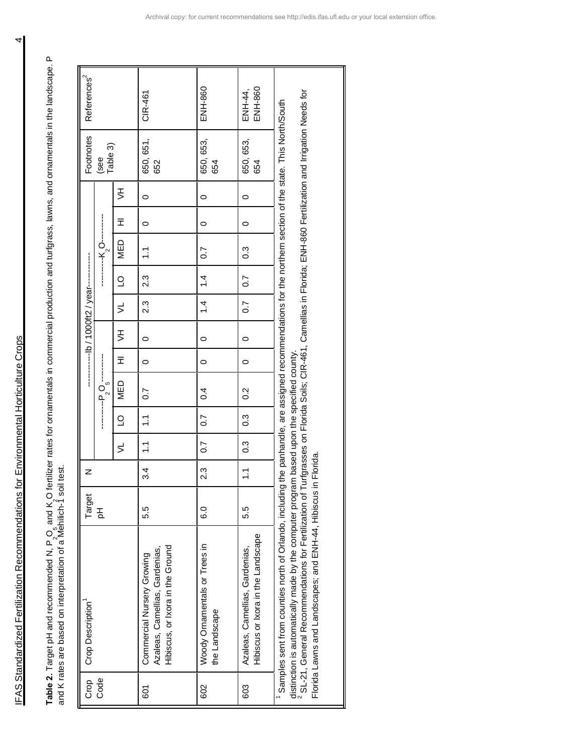**Table 2.** Target pH and recommended N, $P_2O_5$ and $K_2O$ fertilizer rates for ornamentals in commercial production and turfgrass, lawns, and ornamentals in the landscape. P and K rates are based on interpretation of a Mehlich-1 soil test.

| Crop Code | Crop Description[1] | Target pH | N | $P_2O_5$ | | | | | $K_2O$ | | | | | Footnotes (see Table 3) | References[2] |
|---|---|---|---|---|---|---|---|---|---|---|---|---|---|---|---|
| | | | lb / 1000ft2 / year | | | | | | | | | | | | |
| | | | | VL | LO | MED | HI | VH | VL | LO | MED | HI | VH | | |
| 601 | Commercial Nursery Growing Azaleas, Camellias, Gardenias, Hibiscus, or Ixora in the Ground | 5.5 | 3.4 | 1.1 | 1.1 | 0.7 | 0 | 0 | 2.3 | 2.3 | 1.1 | 0 | 0 | 650, 651, 652 | CIR-461 |
| 602 | Woody Ornamentals or Trees in the Landscape | 6.0 | 2.3 | 0.7 | 0.7 | 0.4 | 0 | 0 | 1.4 | 1.4 | 0.7 | 0 | 0 | 650, 653, 654 | ENH-860 |
| 603 | Azaleas, Camellias, Gardenias, Hibiscus or Ixora in the Landscape | 5.5 | 1.1 | 0.3 | 0.3 | 0.2 | 0 | 0 | 0.7 | 0.7 | 0.3 | 0 | 0 | 650, 653, 654 | ENH-44, ENH-860 |

[1] Samples sent from counties north of Orlando, including the panhandle, are assigned recommendations for the northern section of the state. This North/South distinction is automatically made by the computer program based upon the specified county.

[2] SL-21, General Recommendations for Fertilization of Turfgrasses on Florida Soils; CIR-461, Camellias in Florida; ENH-860 Fertilization and Irrigation Needs for Florida Lawns and Landscapes; and ENH-44, Hibiscus in Florida.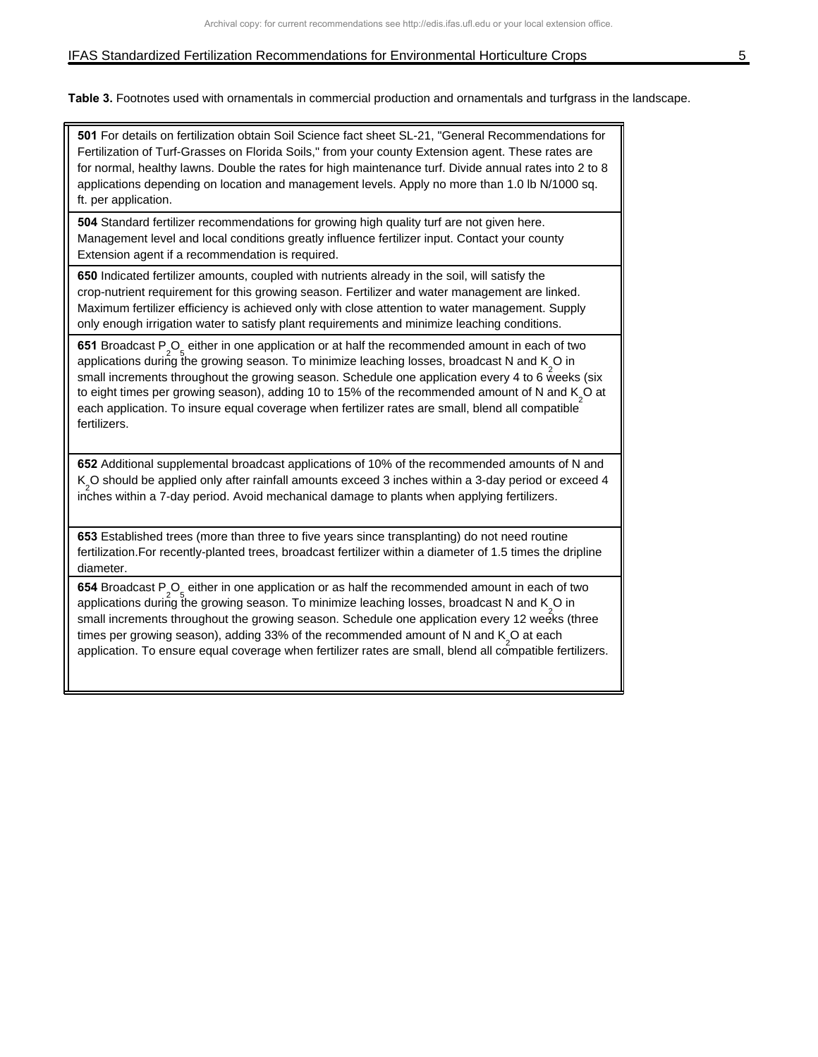**Table 3.** Footnotes used with ornamentals in commercial production and ornamentals and turfgrass in the landscape.

| |
|---|
| **501** For details on fertilization obtain Soil Science fact sheet SL-21, "General Recommendations for Fertilization of Turf-Grasses on Florida Soils," from your county Extension agent. These rates are for normal, healthy lawns. Double the rates for high maintenance turf. Divide annual rates into 2 to 8 applications depending on location and management levels. Apply no more than 1.0 lb N/1000 sq. ft. per application. |
| **504** Standard fertilizer recommendations for growing high quality turf are not given here. Management level and local conditions greatly influence fertilizer input. Contact your county Extension agent if a recommendation is required. |
| **650** Indicated fertilizer amounts, coupled with nutrients already in the soil, will satisfy the crop-nutrient requirement for this growing season. Fertilizer and water management are linked. Maximum fertilizer efficiency is achieved only with close attention to water management. Supply only enough irrigation water to satisfy plant requirements and minimize leaching conditions. |
| **651** Broadcast $P_2O_5$ either in one application or at half the recommended amount in each of two applications during the growing season. To minimize leaching losses, broadcast N and $K_2O$ in small increments throughout the growing season. Schedule one application every 4 to 6 weeks (six to eight times per growing season), adding 10 to 15% of the recommended amount of N and $K_2O$ at each application. To insure equal coverage when fertilizer rates are small, blend all compatible fertilizers. |
| **652** Additional supplemental broadcast applications of 10% of the recommended amounts of N and $K_2O$ should be applied only after rainfall amounts exceed 3 inches within a 3-day period or exceed 4 inches within a 7-day period. Avoid mechanical damage to plants when applying fertilizers. |
| **653** Established trees (more than three to five years since transplanting) do not need routine fertilization.For recently-planted trees, broadcast fertilizer within a diameter of 1.5 times the dripline diameter. |
| **654** Broadcast $P_2O_5$ either in one application or as half the recommended amount in each of two applications during the growing season. To minimize leaching losses, broadcast N and $K_2O$ in small increments throughout the growing season. Schedule one application every 12 weeks (three times per growing season), adding 33% of the recommended amount of N and $K_2O$ at each application. To ensure equal coverage when fertilizer rates are small, blend all compatible fertilizers. |